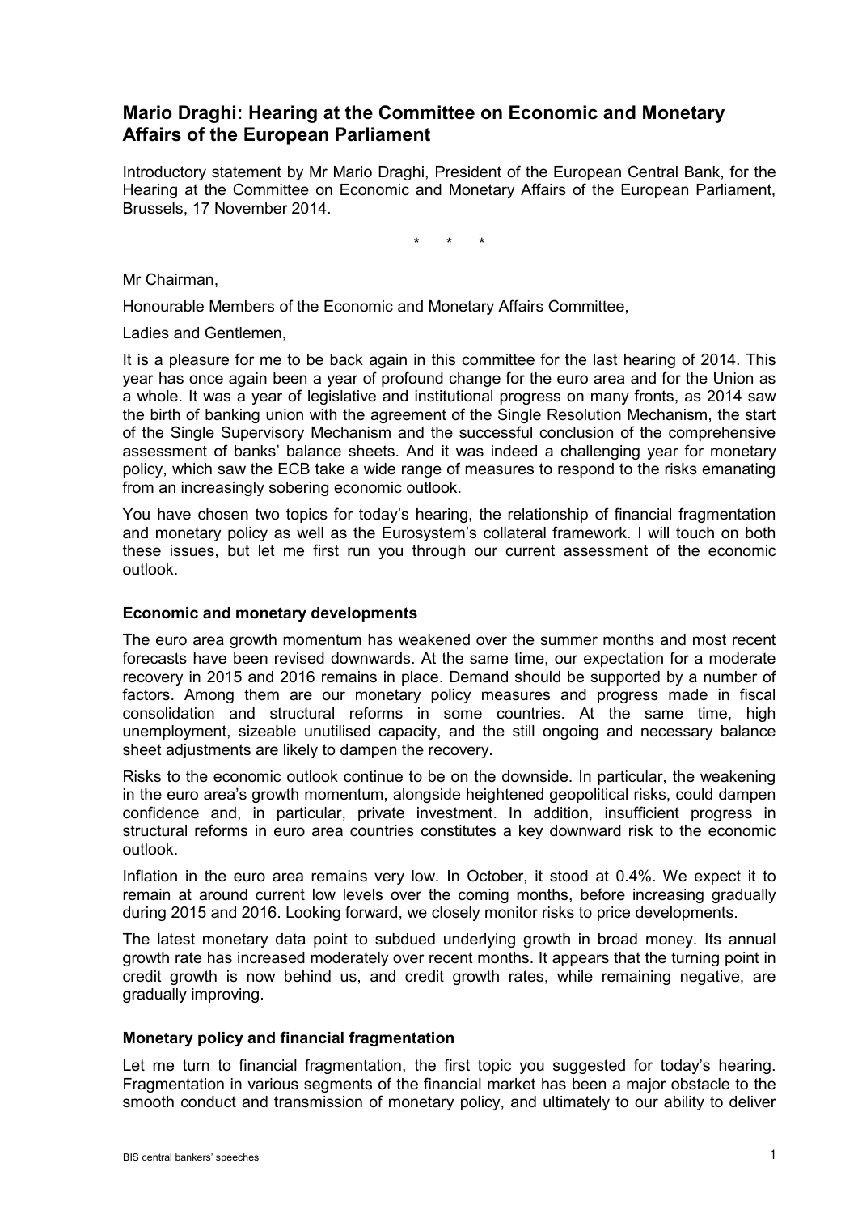# Mario Draghi: Hearing at the Committee on Economic and Monetary Affairs of the European Parliament

Introductory statement by Mr Mario Draghi, President of the European Central Bank, for the Hearing at the Committee on Economic and Monetary Affairs of the European Parliament, Brussels, 17 November 2014.

\* \* \*

Mr Chairman,

Honourable Members of the Economic and Monetary Affairs Committee,

Ladies and Gentlemen,

It is a pleasure for me to be back again in this committee for the last hearing of 2014. This year has once again been a year of profound change for the euro area and for the Union as a whole. It was a year of legislative and institutional progress on many fronts, as 2014 saw the birth of banking union with the agreement of the Single Resolution Mechanism, the start of the Single Supervisory Mechanism and the successful conclusion of the comprehensive assessment of banks' balance sheets. And it was indeed a challenging year for monetary policy, which saw the ECB take a wide range of measures to respond to the risks emanating from an increasingly sobering economic outlook.

You have chosen two topics for today's hearing, the relationship of financial fragmentation and monetary policy as well as the Eurosystem's collateral framework. I will touch on both these issues, but let me first run you through our current assessment of the economic outlook.

### Economic and monetary developments

The euro area growth momentum has weakened over the summer months and most recent forecasts have been revised downwards. At the same time, our expectation for a moderate recovery in 2015 and 2016 remains in place. Demand should be supported by a number of factors. Among them are our monetary policy measures and progress made in fiscal consolidation and structural reforms in some countries. At the same time, high unemployment, sizeable unutilised capacity, and the still ongoing and necessary balance sheet adjustments are likely to dampen the recovery.

Risks to the economic outlook continue to be on the downside. In particular, the weakening in the euro area's growth momentum, alongside heightened geopolitical risks, could dampen confidence and, in particular, private investment. In addition, insufficient progress in structural reforms in euro area countries constitutes a key downward risk to the economic outlook.

Inflation in the euro area remains very low. In October, it stood at 0.4%. We expect it to remain at around current low levels over the coming months, before increasing gradually during 2015 and 2016. Looking forward, we closely monitor risks to price developments.

The latest monetary data point to subdued underlying growth in broad money. Its annual growth rate has increased moderately over recent months. It appears that the turning point in credit growth is now behind us, and credit growth rates, while remaining negative, are gradually improving.

### Monetary policy and financial fragmentation

Let me turn to financial fragmentation, the first topic you suggested for today's hearing. Fragmentation in various segments of the financial market has been a major obstacle to the smooth conduct and transmission of monetary policy, and ultimately to our ability to deliver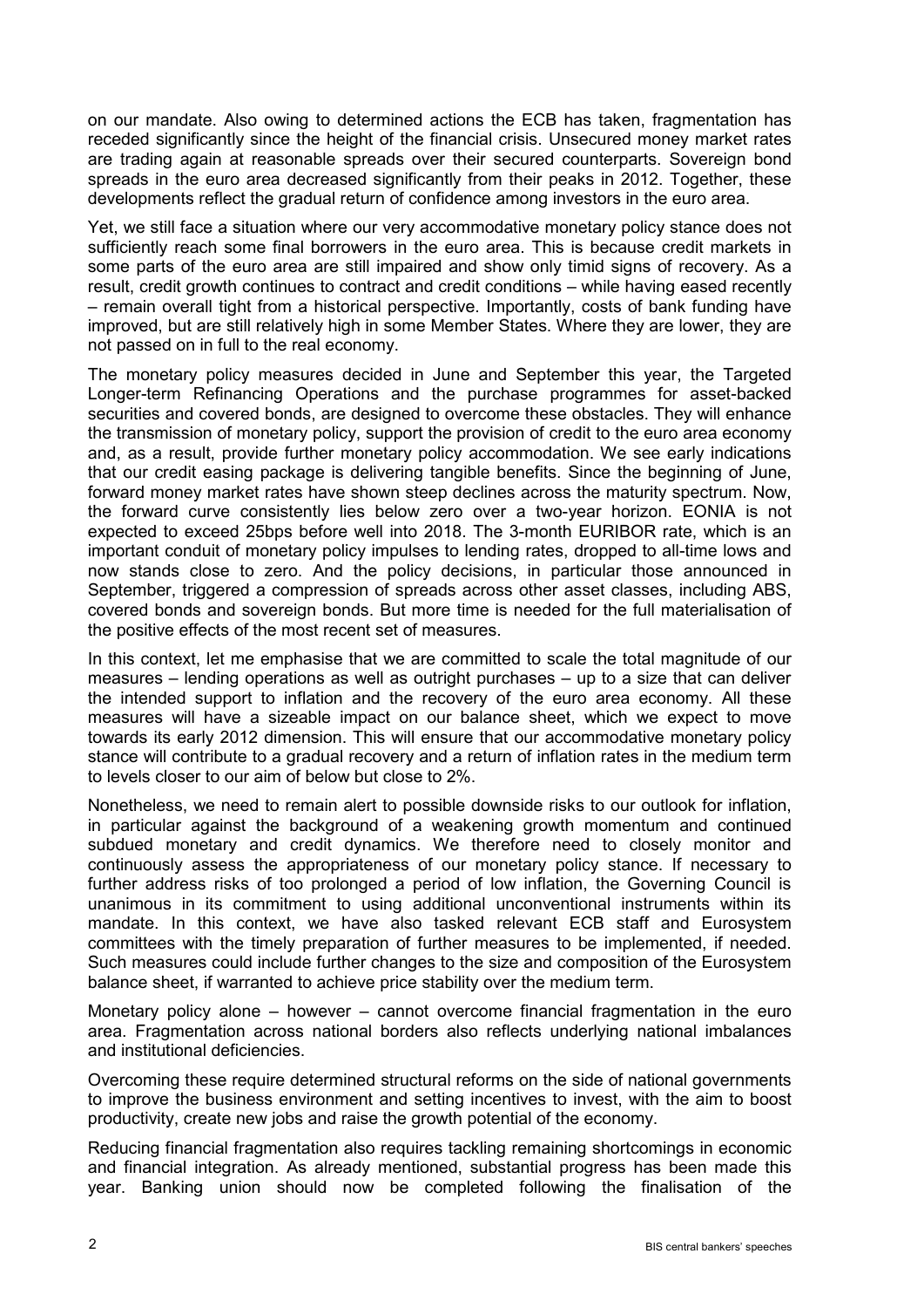on our mandate. Also owing to determined actions the ECB has taken, fragmentation has receded significantly since the height of the financial crisis. Unsecured money market rates are trading again at reasonable spreads over their secured counterparts. Sovereign bond spreads in the euro area decreased significantly from their peaks in 2012. Together, these developments reflect the gradual return of confidence among investors in the euro area.

Yet, we still face a situation where our very accommodative monetary policy stance does not sufficiently reach some final borrowers in the euro area. This is because credit markets in some parts of the euro area are still impaired and show only timid signs of recovery. As a result, credit growth continues to contract and credit conditions – while having eased recently – remain overall tight from a historical perspective. Importantly, costs of bank funding have improved, but are still relatively high in some Member States. Where they are lower, they are not passed on in full to the real economy.

The monetary policy measures decided in June and September this year, the Targeted Longer-term Refinancing Operations and the purchase programmes for asset-backed securities and covered bonds, are designed to overcome these obstacles. They will enhance the transmission of monetary policy, support the provision of credit to the euro area economy and, as a result, provide further monetary policy accommodation. We see early indications that our credit easing package is delivering tangible benefits. Since the beginning of June, forward money market rates have shown steep declines across the maturity spectrum. Now, the forward curve consistently lies below zero over a two-year horizon. EONIA is not expected to exceed 25bps before well into 2018. The 3-month EURIBOR rate, which is an important conduit of monetary policy impulses to lending rates, dropped to all-time lows and now stands close to zero. And the policy decisions, in particular those announced in September, triggered a compression of spreads across other asset classes, including ABS, covered bonds and sovereign bonds. But more time is needed for the full materialisation of the positive effects of the most recent set of measures.

In this context, let me emphasise that we are committed to scale the total magnitude of our measures – lending operations as well as outright purchases – up to a size that can deliver the intended support to inflation and the recovery of the euro area economy. All these measures will have a sizeable impact on our balance sheet, which we expect to move towards its early 2012 dimension. This will ensure that our accommodative monetary policy stance will contribute to a gradual recovery and a return of inflation rates in the medium term to levels closer to our aim of below but close to 2%.

Nonetheless, we need to remain alert to possible downside risks to our outlook for inflation, in particular against the background of a weakening growth momentum and continued subdued monetary and credit dynamics. We therefore need to closely monitor and continuously assess the appropriateness of our monetary policy stance. If necessary to further address risks of too prolonged a period of low inflation, the Governing Council is unanimous in its commitment to using additional unconventional instruments within its mandate. In this context, we have also tasked relevant ECB staff and Eurosystem committees with the timely preparation of further measures to be implemented, if needed. Such measures could include further changes to the size and composition of the Eurosystem balance sheet, if warranted to achieve price stability over the medium term.

Monetary policy alone – however – cannot overcome financial fragmentation in the euro area. Fragmentation across national borders also reflects underlying national imbalances and institutional deficiencies.

Overcoming these require determined structural reforms on the side of national governments to improve the business environment and setting incentives to invest, with the aim to boost productivity, create new jobs and raise the growth potential of the economy.

Reducing financial fragmentation also requires tackling remaining shortcomings in economic and financial integration. As already mentioned, substantial progress has been made this year. Banking union should now be completed following the finalisation of the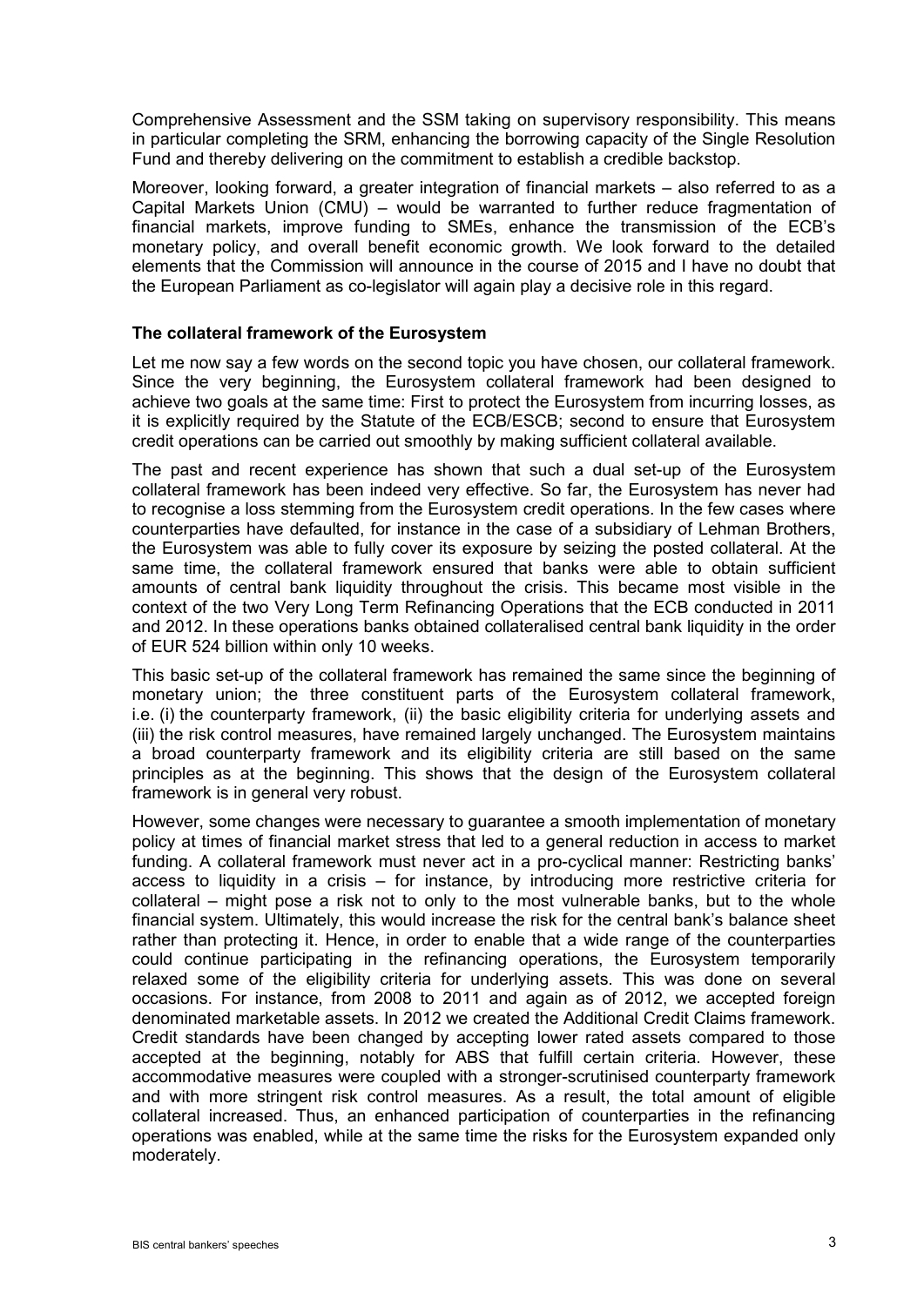Comprehensive Assessment and the SSM taking on supervisory responsibility. This means in particular completing the SRM, enhancing the borrowing capacity of the Single Resolution Fund and thereby delivering on the commitment to establish a credible backstop.

Moreover, looking forward, a greater integration of financial markets – also referred to as a Capital Markets Union (CMU) – would be warranted to further reduce fragmentation of financial markets, improve funding to SMEs, enhance the transmission of the ECB's monetary policy, and overall benefit economic growth. We look forward to the detailed elements that the Commission will announce in the course of 2015 and I have no doubt that the European Parliament as co-legislator will again play a decisive role in this regard.

### The collateral framework of the Eurosystem

Let me now say a few words on the second topic you have chosen, our collateral framework. Since the very beginning, the Eurosystem collateral framework had been designed to achieve two goals at the same time: First to protect the Eurosystem from incurring losses, as it is explicitly required by the Statute of the ECB/ESCB; second to ensure that Eurosystem credit operations can be carried out smoothly by making sufficient collateral available.

The past and recent experience has shown that such a dual set-up of the Eurosystem collateral framework has been indeed very effective. So far, the Eurosystem has never had to recognise a loss stemming from the Eurosystem credit operations. In the few cases where counterparties have defaulted, for instance in the case of a subsidiary of Lehman Brothers, the Eurosystem was able to fully cover its exposure by seizing the posted collateral. At the same time, the collateral framework ensured that banks were able to obtain sufficient amounts of central bank liquidity throughout the crisis. This became most visible in the context of the two Very Long Term Refinancing Operations that the ECB conducted in 2011 and 2012. In these operations banks obtained collateralised central bank liquidity in the order of EUR 524 billion within only 10 weeks.

This basic set-up of the collateral framework has remained the same since the beginning of monetary union; the three constituent parts of the Eurosystem collateral framework, i.e. (i) the counterparty framework, (ii) the basic eligibility criteria for underlying assets and (iii) the risk control measures, have remained largely unchanged. The Eurosystem maintains a broad counterparty framework and its eligibility criteria are still based on the same principles as at the beginning. This shows that the design of the Eurosystem collateral framework is in general very robust.

However, some changes were necessary to guarantee a smooth implementation of monetary policy at times of financial market stress that led to a general reduction in access to market funding. A collateral framework must never act in a pro-cyclical manner: Restricting banks' access to liquidity in a crisis – for instance, by introducing more restrictive criteria for collateral – might pose a risk not to only to the most vulnerable banks, but to the whole financial system. Ultimately, this would increase the risk for the central bank's balance sheet rather than protecting it. Hence, in order to enable that a wide range of the counterparties could continue participating in the refinancing operations, the Eurosystem temporarily relaxed some of the eligibility criteria for underlying assets. This was done on several occasions. For instance, from 2008 to 2011 and again as of 2012, we accepted foreign denominated marketable assets. In 2012 we created the Additional Credit Claims framework. Credit standards have been changed by accepting lower rated assets compared to those accepted at the beginning, notably for ABS that fulfill certain criteria. However, these accommodative measures were coupled with a stronger-scrutinised counterparty framework and with more stringent risk control measures. As a result, the total amount of eligible collateral increased. Thus, an enhanced participation of counterparties in the refinancing operations was enabled, while at the same time the risks for the Eurosystem expanded only moderately.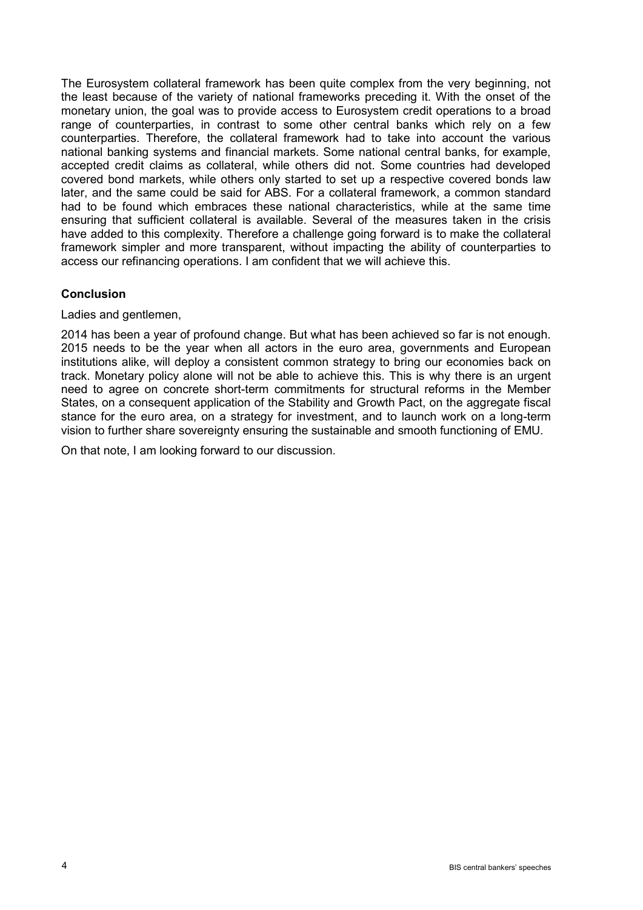The Eurosystem collateral framework has been quite complex from the very beginning, not the least because of the variety of national frameworks preceding it. With the onset of the monetary union, the goal was to provide access to Eurosystem credit operations to a broad range of counterparties, in contrast to some other central banks which rely on a few counterparties. Therefore, the collateral framework had to take into account the various national banking systems and financial markets. Some national central banks, for example, accepted credit claims as collateral, while others did not. Some countries had developed covered bond markets, while others only started to set up a respective covered bonds law later, and the same could be said for ABS. For a collateral framework, a common standard had to be found which embraces these national characteristics, while at the same time ensuring that sufficient collateral is available. Several of the measures taken in the crisis have added to this complexity. Therefore a challenge going forward is to make the collateral framework simpler and more transparent, without impacting the ability of counterparties to access our refinancing operations. I am confident that we will achieve this.

**Conclusion**

Ladies and gentlemen,

2014 has been a year of profound change. But what has been achieved so far is not enough. 2015 needs to be the year when all actors in the euro area, governments and European institutions alike, will deploy a consistent common strategy to bring our economies back on track. Monetary policy alone will not be able to achieve this. This is why there is an urgent need to agree on concrete short-term commitments for structural reforms in the Member States, on a consequent application of the Stability and Growth Pact, on the aggregate fiscal stance for the euro area, on a strategy for investment, and to launch work on a long-term vision to further share sovereignty ensuring the sustainable and smooth functioning of EMU.

On that note, I am looking forward to our discussion.